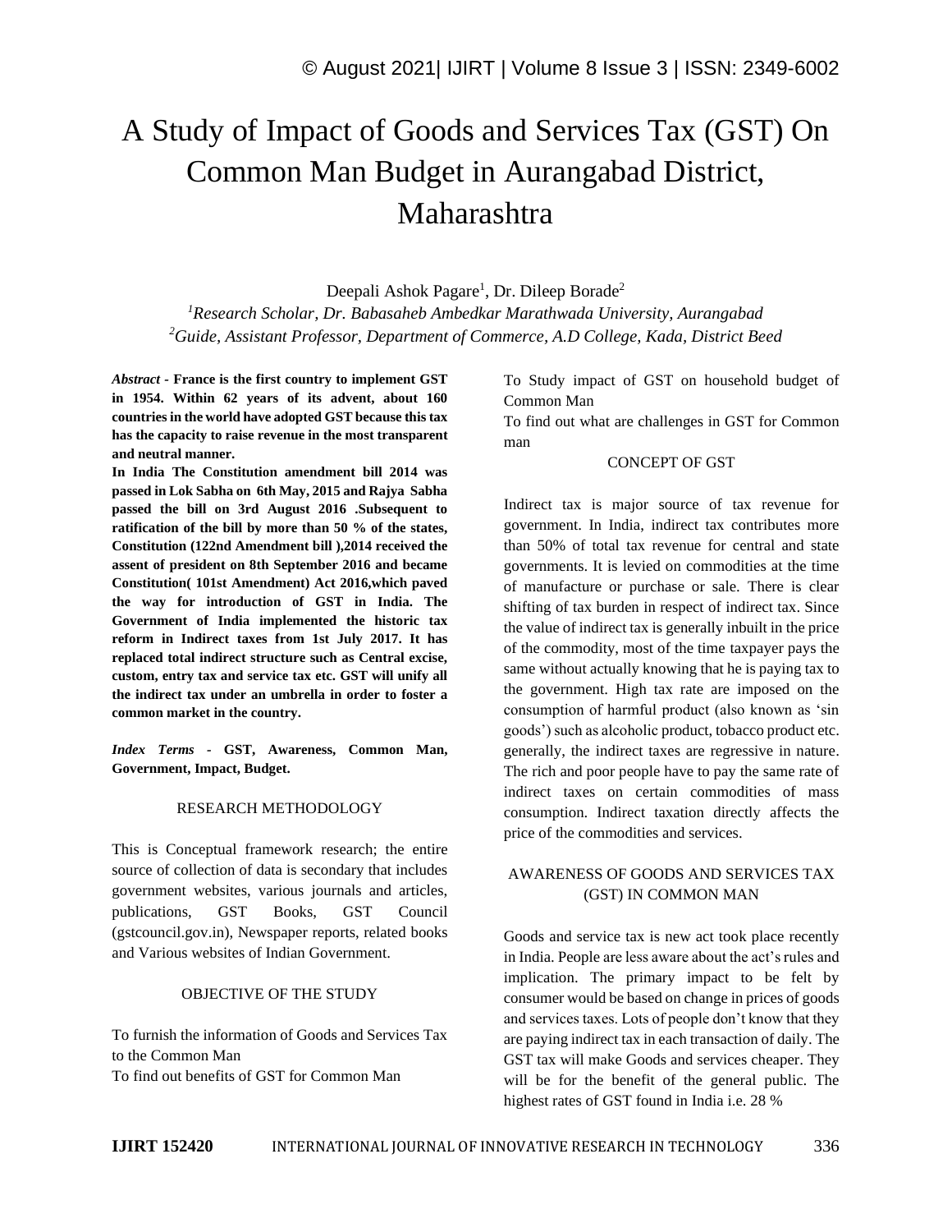# A Study of Impact of Goods and Services Tax (GST) On Common Man Budget in Aurangabad District, Maharashtra

Deepali Ashok Pagare[1], Dr. Dileep Borade[2]

[1]*Research Scholar, Dr. Babasaheb Ambedkar Marathwada University, Aurangabad*

[2]*Guide, Assistant Professor, Department of Commerce, A.D College, Kada, District Beed*

***Abstract* - France is the first country to implement GST in 1954. Within 62 years of its advent, about 160 countries in the world have adopted GST because this tax has the capacity to raise revenue in the most transparent and neutral manner.**

**In India The Constitution amendment bill 2014 was passed in Lok Sabha on 6th May, 2015 and Rajya Sabha passed the bill on 3rd August 2016 .Subsequent to ratification of the bill by more than 50 % of the states, Constitution (122nd Amendment bill ),2014 received the assent of president on 8th September 2016 and became Constitution( 101st Amendment) Act 2016,which paved the way for introduction of GST in India. The Government of India implemented the historic tax reform in Indirect taxes from 1st July 2017. It has replaced total indirect structure such as Central excise, custom, entry tax and service tax etc. GST will unify all the indirect tax under an umbrella in order to foster a common market in the country.**

***Index Terms* - GST, Awareness, Common Man, Government, Impact, Budget.**

## RESEARCH METHODOLOGY

This is Conceptual framework research; the entire source of collection of data is secondary that includes government websites, various journals and articles, publications, GST Books, GST Council (gstcouncil.gov.in), Newspaper reports, related books and Various websites of Indian Government.

## OBJECTIVE OF THE STUDY

To furnish the information of Goods and Services Tax to the Common Man

To find out benefits of GST for Common Man

To Study impact of GST on household budget of Common Man

To find out what are challenges in GST for Common man

## CONCEPT OF GST

Indirect tax is major source of tax revenue for government. In India, indirect tax contributes more than 50% of total tax revenue for central and state governments. It is levied on commodities at the time of manufacture or purchase or sale. There is clear shifting of tax burden in respect of indirect tax. Since the value of indirect tax is generally inbuilt in the price of the commodity, most of the time taxpayer pays the same without actually knowing that he is paying tax to the government. High tax rate are imposed on the consumption of harmful product (also known as 'sin goods') such as alcoholic product, tobacco product etc. generally, the indirect taxes are regressive in nature. The rich and poor people have to pay the same rate of indirect taxes on certain commodities of mass consumption. Indirect taxation directly affects the price of the commodities and services.

## AWARENESS OF GOODS AND SERVICES TAX (GST) IN COMMON MAN

Goods and service tax is new act took place recently in India. People are less aware about the act's rules and implication. The primary impact to be felt by consumer would be based on change in prices of goods and services taxes. Lots of people don't know that they are paying indirect tax in each transaction of daily. The GST tax will make Goods and services cheaper. They will be for the benefit of the general public. The highest rates of GST found in India i.e. 28 %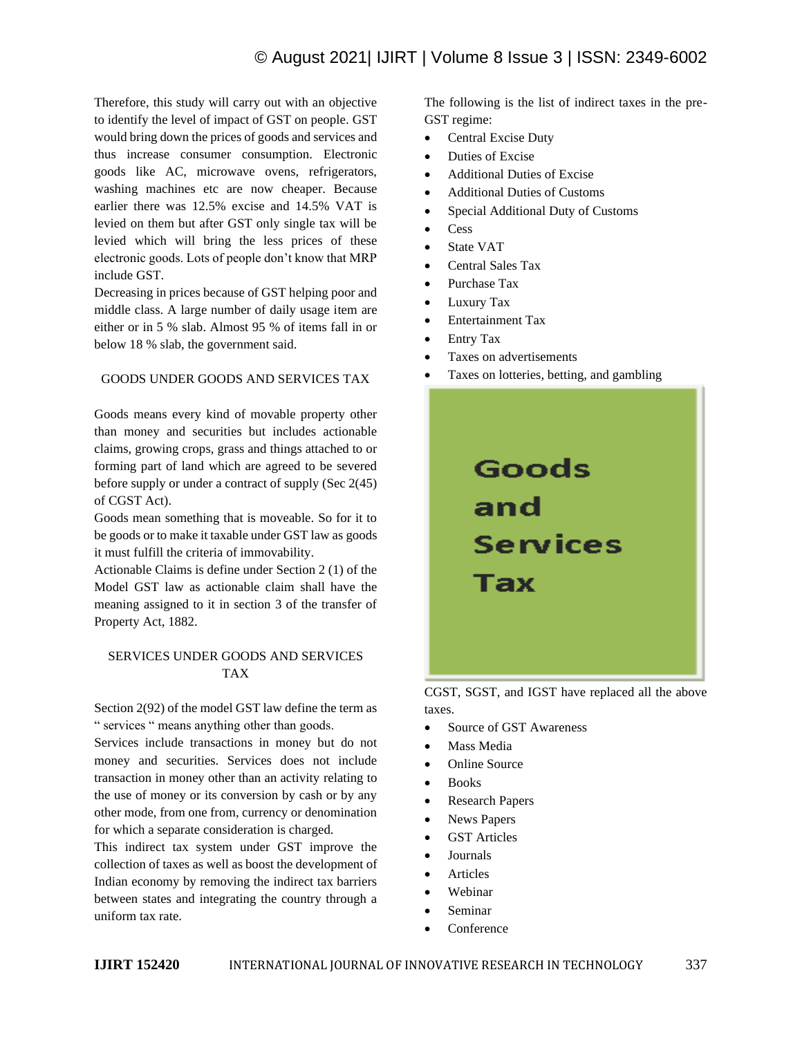Therefore, this study will carry out with an objective to identify the level of impact of GST on people. GST would bring down the prices of goods and services and thus increase consumer consumption. Electronic goods like AC, microwave ovens, refrigerators, washing machines etc are now cheaper. Because earlier there was 12.5% excise and 14.5% VAT is levied on them but after GST only single tax will be levied which will bring the less prices of these electronic goods. Lots of people don't know that MRP include GST.

Decreasing in prices because of GST helping poor and middle class. A large number of daily usage item are either or in 5 % slab. Almost 95 % of items fall in or below 18 % slab, the government said.

## GOODS UNDER GOODS AND SERVICES TAX

Goods means every kind of movable property other than money and securities but includes actionable claims, growing crops, grass and things attached to or forming part of land which are agreed to be severed before supply or under a contract of supply (Sec 2(45) of CGST Act).

Goods mean something that is moveable. So for it to be goods or to make it taxable under GST law as goods it must fulfill the criteria of immovability.

Actionable Claims is define under Section 2 (1) of the Model GST law as actionable claim shall have the meaning assigned to it in section 3 of the transfer of Property Act, 1882.

## SERVICES UNDER GOODS AND SERVICES TAX

Section 2(92) of the model GST law define the term as " services " means anything other than goods.

Services include transactions in money but do not money and securities. Services does not include transaction in money other than an activity relating to the use of money or its conversion by cash or by any other mode, from one from, currency or denomination for which a separate consideration is charged.

This indirect tax system under GST improve the collection of taxes as well as boost the development of Indian economy by removing the indirect tax barriers between states and integrating the country through a uniform tax rate.

The following is the list of indirect taxes in the pre-GST regime:

- Central Excise Duty
- Duties of Excise
- Additional Duties of Excise
- Additional Duties of Customs
- Special Additional Duty of Customs
- Cess
- State VAT
- Central Sales Tax
- Purchase Tax
- Luxury Tax
- Entertainment Tax
- Entry Tax
- Taxes on advertisements
- Taxes on lotteries, betting, and gambling

Goods and Services Tax

CGST, SGST, and IGST have replaced all the above taxes.

- Source of GST Awareness
- Mass Media
- Online Source
- Books
- Research Papers
- News Papers
- GST Articles
- Journals
- Articles
- Webinar
- Seminar
- Conference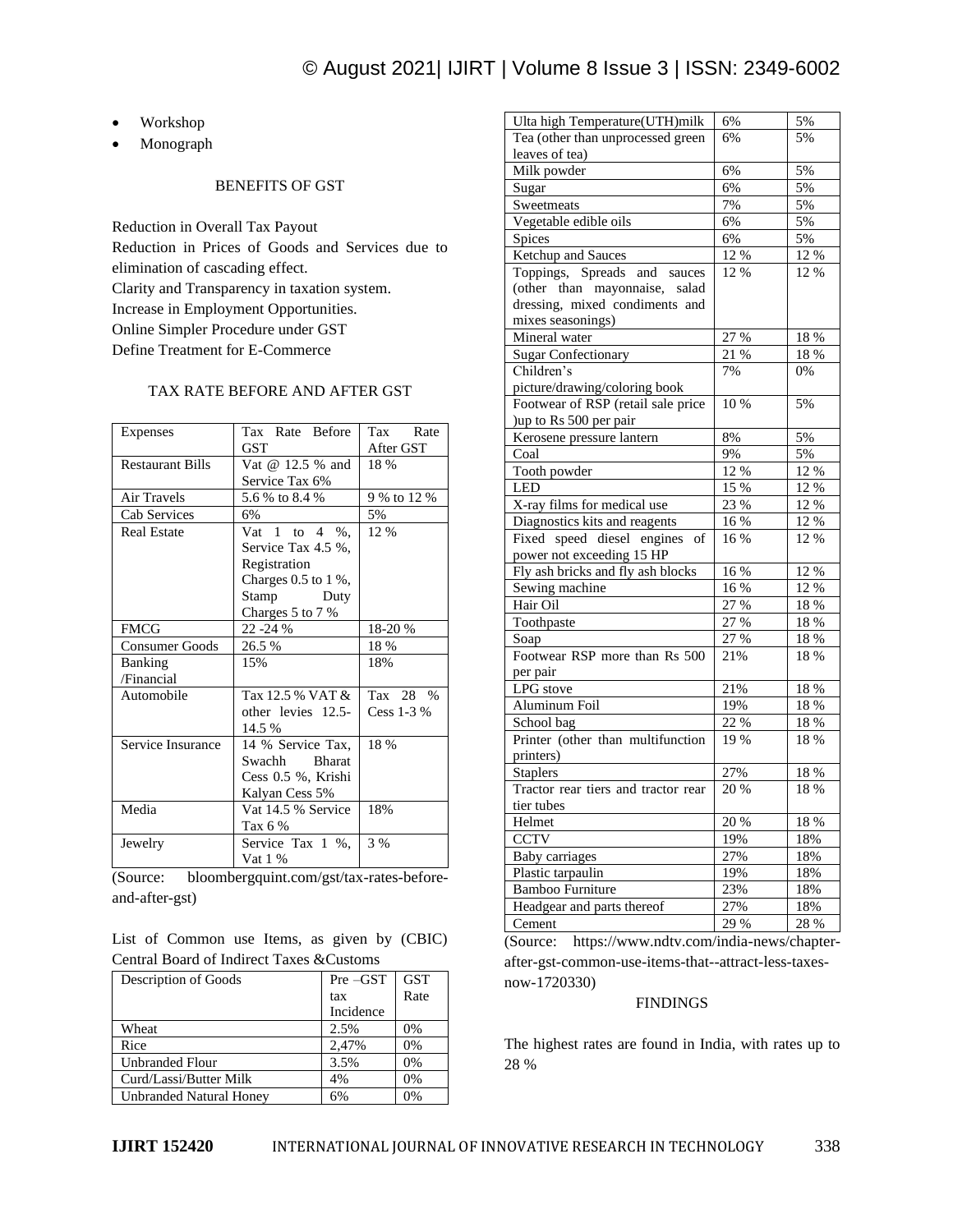- Workshop
- Monograph

## BENEFITS OF GST

Reduction in Overall Tax Payout

Reduction in Prices of Goods and Services due to elimination of cascading effect.

Clarity and Transparency in taxation system.

Increase in Employment Opportunities.

Online Simpler Procedure under GST

Define Treatment for E-Commerce

## TAX RATE BEFORE AND AFTER GST

| Expenses | Tax Rate Before GST | Tax Rate After GST |
|---|---|---|
| Restaurant Bills | Vat @ 12.5 % and Service Tax 6% | 18 % |
| Air Travels | 5.6 % to 8.4 % | 9 % to 12 % |
| Cab Services | 6% | 5% |
| Real Estate | Vat 1 to 4 %, Service Tax 4.5 %, Registration Charges 0.5 to 1 %, Stamp Duty Charges 5 to 7 % | 12 % |
| FMCG | 22 -24 % | 18-20 % |
| Consumer Goods | 26.5 % | 18 % |
| Banking /Financial | 15% | 18% |
| Automobile | Tax 12.5 % VAT & other levies 12.5-14.5 % | Tax 28 % Cess 1-3 % |
| Service Insurance | 14 % Service Tax, Swachh Bharat Cess 0.5 %, Krishi Kalyan Cess 5% | 18 % |
| Media | Vat 14.5 % Service Tax 6 % | 18% |
| Jewelry | Service Tax 1 %, Vat 1 % | 3 % |

(Source: bloombergquint.com/gst/tax-rates-before-and-after-gst)

List of Common use Items, as given by (CBIC) Central Board of Indirect Taxes &Customs

| Description of Goods | Pre –GST tax Incidence | GST Rate |
|---|---|---|
| Wheat | 2.5% | 0% |
| Rice | 2,47% | 0% |
| Unbranded Flour | 3.5% | 0% |
| Curd/Lassi/Butter Milk | 4% | 0% |
| Unbranded Natural Honey | 6% | 0% |
| Ulta high Temperature(UTH)milk | 6% | 5% |
| Tea (other than unprocessed green leaves of tea) | 6% | 5% |
| Milk powder | 6% | 5% |
| Sugar | 6% | 5% |
| Sweetmeats | 7% | 5% |
| Vegetable edible oils | 6% | 5% |
| Spices | 6% | 5% |
| Ketchup and Sauces | 12 % | 12 % |
| Toppings, Spreads and sauces (other than mayonnaise, salad dressing, mixed condiments and mixes seasonings) | 12 % | 12 % |
| Mineral water | 27 % | 18 % |
| Sugar Confectionary | 21 % | 18 % |
| Children's picture/drawing/coloring book | 7% | 0% |
| Footwear of RSP (retail sale price )up to Rs 500 per pair | 10 % | 5% |
| Kerosene pressure lantern | 8% | 5% |
| Coal | 9% | 5% |
| Tooth powder | 12 % | 12 % |
| LED | 15 % | 12 % |
| X-ray films for medical use | 23 % | 12 % |
| Diagnostics kits and reagents | 16 % | 12 % |
| Fixed speed diesel engines of power not exceeding 15 HP | 16 % | 12 % |
| Fly ash bricks and fly ash blocks | 16 % | 12 % |
| Sewing machine | 16 % | 12 % |
| Hair Oil | 27 % | 18 % |
| Toothpaste | 27 % | 18 % |
| Soap | 27 % | 18 % |
| Footwear RSP more than Rs 500 per pair | 21% | 18 % |
| LPG stove | 21% | 18 % |
| Aluminum Foil | 19% | 18 % |
| School bag | 22 % | 18 % |
| Printer (other than multifunction printers) | 19 % | 18 % |
| Staplers | 27% | 18 % |
| Tractor rear tiers and tractor rear tier tubes | 20 % | 18 % |
| Helmet | 20 % | 18 % |
| CCTV | 19% | 18% |
| Baby carriages | 27% | 18% |
| Plastic tarpaulin | 19% | 18% |
| Bamboo Furniture | 23% | 18% |
| Headgear and parts thereof | 27% | 18% |
| Cement | 29 % | 28 % |

(Source: https://www.ndtv.com/india-news/chapter-after-gst-common-use-items-that--attract-less-taxes-now-1720330)

## FINDINGS

The highest rates are found in India, with rates up to 28 %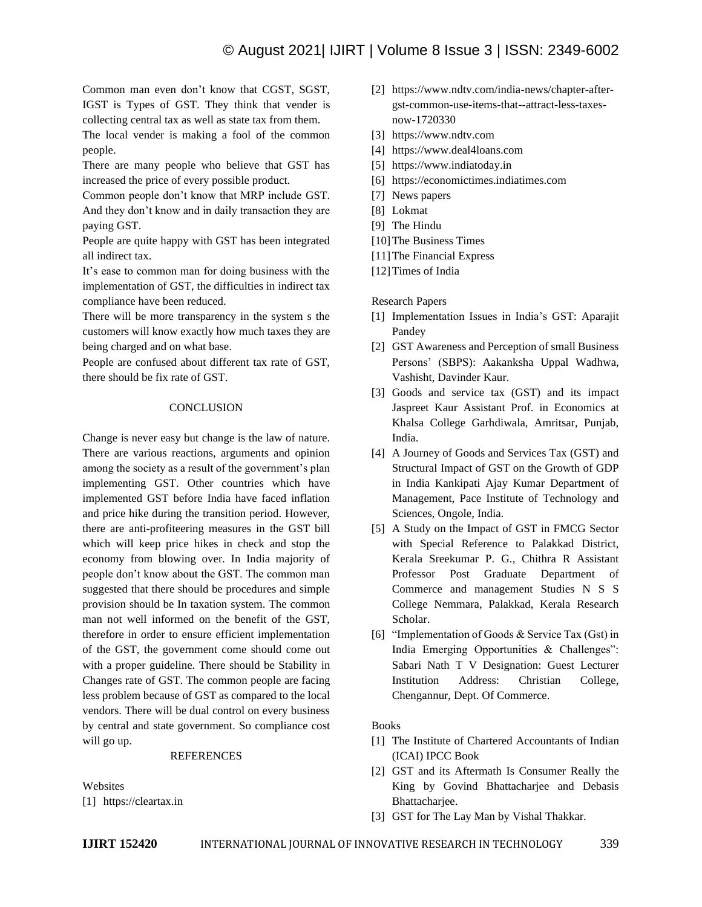Common man even don't know that CGST, SGST, IGST is Types of GST. They think that vender is collecting central tax as well as state tax from them.

The local vender is making a fool of the common people.

There are many people who believe that GST has increased the price of every possible product.

Common people don't know that MRP include GST. And they don't know and in daily transaction they are paying GST.

People are quite happy with GST has been integrated all indirect tax.

It's ease to common man for doing business with the implementation of GST, the difficulties in indirect tax compliance have been reduced.

There will be more transparency in the system s the customers will know exactly how much taxes they are being charged and on what base.

People are confused about different tax rate of GST, there should be fix rate of GST.

## CONCLUSION

Change is never easy but change is the law of nature. There are various reactions, arguments and opinion among the society as a result of the government's plan implementing GST. Other countries which have implemented GST before India have faced inflation and price hike during the transition period. However, there are anti-profiteering measures in the GST bill which will keep price hikes in check and stop the economy from blowing over. In India majority of people don't know about the GST. The common man suggested that there should be procedures and simple provision should be In taxation system. The common man not well informed on the benefit of the GST, therefore in order to ensure efficient implementation of the GST, the government come should come out with a proper guideline. There should be Stability in Changes rate of GST. The common people are facing less problem because of GST as compared to the local vendors. There will be dual control on every business by central and state government. So compliance cost will go up.

## REFERENCES

Websites

[1] https://cleartax.in
[2] https://www.ndtv.com/india-news/chapter-after-gst-common-use-items-that--attract-less-taxes-now-1720330
[3] https://www.ndtv.com
[4] https://www.deal4loans.com
[5] https://www.indiatoday.in
[6] https://economictimes.indiatimes.com
[7] News papers
[8] Lokmat
[9] The Hindu
[10] The Business Times
[11] The Financial Express
[12] Times of India

Research Papers

[1] Implementation Issues in India's GST: Aparajit Pandey
[2] GST Awareness and Perception of small Business Persons' (SBPS): Aakanksha Uppal Wadhwa, Vashisht, Davinder Kaur.
[3] Goods and service tax (GST) and its impact Jaspreet Kaur Assistant Prof. in Economics at Khalsa College Garhdiwala, Amritsar, Punjab, India.
[4] A Journey of Goods and Services Tax (GST) and Structural Impact of GST on the Growth of GDP in India Kankipati Ajay Kumar Department of Management, Pace Institute of Technology and Sciences, Ongole, India.
[5] A Study on the Impact of GST in FMCG Sector with Special Reference to Palakkad District, Kerala Sreekumar P. G., Chithra R Assistant Professor Post Graduate Department of Commerce and management Studies N S S College Nemmara, Palakkad, Kerala Research Scholar.
[6] "Implementation of Goods & Service Tax (Gst) in India Emerging Opportunities & Challenges": Sabari Nath T V Designation: Guest Lecturer Institution Address: Christian College, Chengannur, Dept. Of Commerce.

Books

[1] The Institute of Chartered Accountants of Indian (ICAI) IPCC Book
[2] GST and its Aftermath Is Consumer Really the King by Govind Bhattacharjee and Debasis Bhattacharjee.
[3] GST for The Lay Man by Vishal Thakkar.